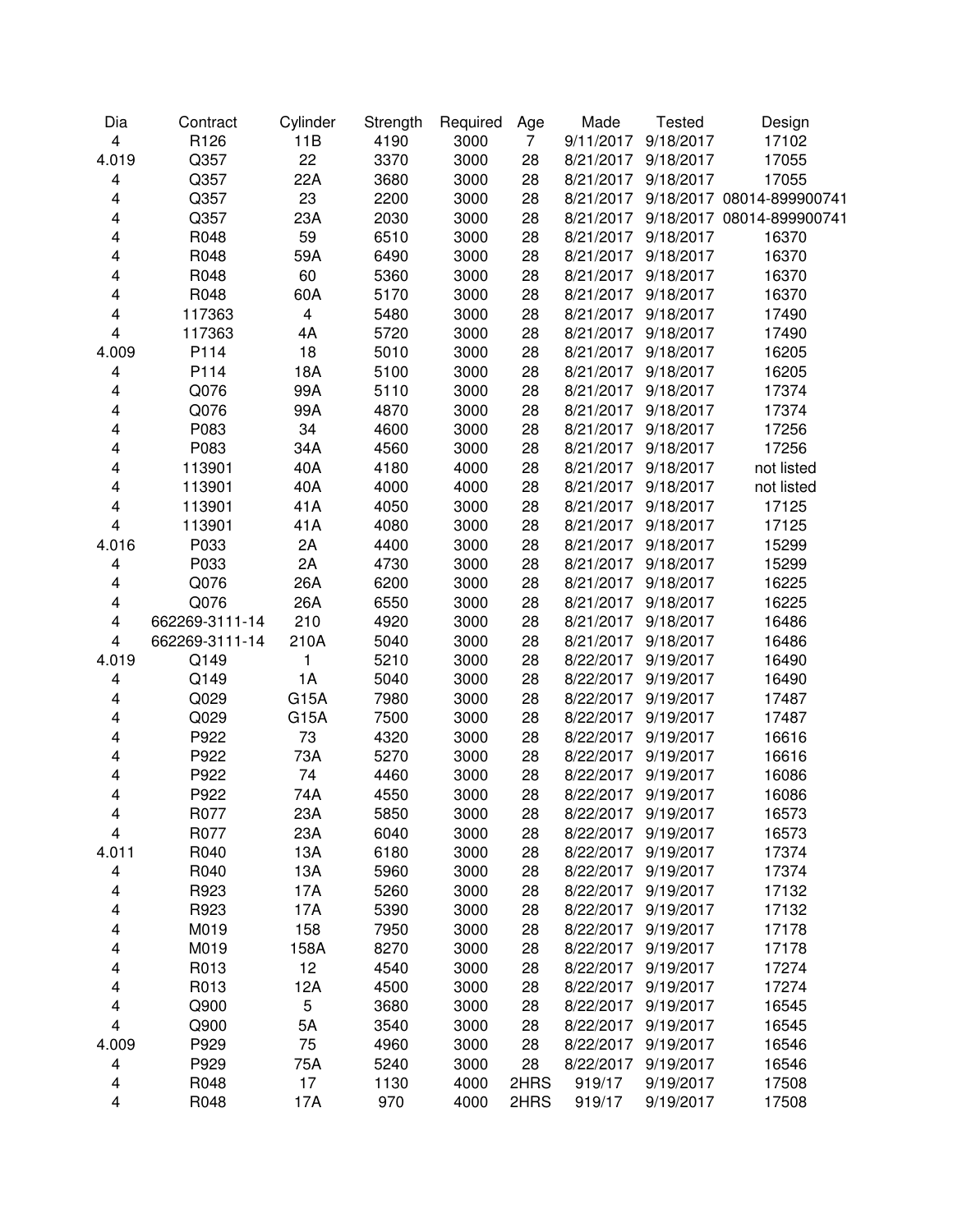| Dia | Contract | Cylinder | Strength | Required | Age | Made | Tested | Design |
|---|---|---|---|---|---|---|---|---|
| 4 | R126 | 11B | 4190 | 3000 | 7 | 9/11/2017 | 9/18/2017 | 17102 |
| 4.019 | Q357 | 22 | 3370 | 3000 | 28 | 8/21/2017 | 9/18/2017 | 17055 |
| 4 | Q357 | 22A | 3680 | 3000 | 28 | 8/21/2017 | 9/18/2017 | 17055 |
| 4 | Q357 | 23 | 2200 | 3000 | 28 | 8/21/2017 | 9/18/2017 | 08014-899900741 |
| 4 | Q357 | 23A | 2030 | 3000 | 28 | 8/21/2017 | 9/18/2017 | 08014-899900741 |
| 4 | R048 | 59 | 6510 | 3000 | 28 | 8/21/2017 | 9/18/2017 | 16370 |
| 4 | R048 | 59A | 6490 | 3000 | 28 | 8/21/2017 | 9/18/2017 | 16370 |
| 4 | R048 | 60 | 5360 | 3000 | 28 | 8/21/2017 | 9/18/2017 | 16370 |
| 4 | R048 | 60A | 5170 | 3000 | 28 | 8/21/2017 | 9/18/2017 | 16370 |
| 4 | 117363 | 4 | 5480 | 3000 | 28 | 8/21/2017 | 9/18/2017 | 17490 |
| 4 | 117363 | 4A | 5720 | 3000 | 28 | 8/21/2017 | 9/18/2017 | 17490 |
| 4.009 | P114 | 18 | 5010 | 3000 | 28 | 8/21/2017 | 9/18/2017 | 16205 |
| 4 | P114 | 18A | 5100 | 3000 | 28 | 8/21/2017 | 9/18/2017 | 16205 |
| 4 | Q076 | 99A | 5110 | 3000 | 28 | 8/21/2017 | 9/18/2017 | 17374 |
| 4 | Q076 | 99A | 4870 | 3000 | 28 | 8/21/2017 | 9/18/2017 | 17374 |
| 4 | P083 | 34 | 4600 | 3000 | 28 | 8/21/2017 | 9/18/2017 | 17256 |
| 4 | P083 | 34A | 4560 | 3000 | 28 | 8/21/2017 | 9/18/2017 | 17256 |
| 4 | 113901 | 40A | 4180 | 4000 | 28 | 8/21/2017 | 9/18/2017 | not listed |
| 4 | 113901 | 40A | 4000 | 4000 | 28 | 8/21/2017 | 9/18/2017 | not listed |
| 4 | 113901 | 41A | 4050 | 3000 | 28 | 8/21/2017 | 9/18/2017 | 17125 |
| 4 | 113901 | 41A | 4080 | 3000 | 28 | 8/21/2017 | 9/18/2017 | 17125 |
| 4.016 | P033 | 2A | 4400 | 3000 | 28 | 8/21/2017 | 9/18/2017 | 15299 |
| 4 | P033 | 2A | 4730 | 3000 | 28 | 8/21/2017 | 9/18/2017 | 15299 |
| 4 | Q076 | 26A | 6200 | 3000 | 28 | 8/21/2017 | 9/18/2017 | 16225 |
| 4 | Q076 | 26A | 6550 | 3000 | 28 | 8/21/2017 | 9/18/2017 | 16225 |
| 4 | 662269-3111-14 | 210 | 4920 | 3000 | 28 | 8/21/2017 | 9/18/2017 | 16486 |
| 4 | 662269-3111-14 | 210A | 5040 | 3000 | 28 | 8/21/2017 | 9/18/2017 | 16486 |
| 4.019 | Q149 | 1 | 5210 | 3000 | 28 | 8/22/2017 | 9/19/2017 | 16490 |
| 4 | Q149 | 1A | 5040 | 3000 | 28 | 8/22/2017 | 9/19/2017 | 16490 |
| 4 | Q029 | G15A | 7980 | 3000 | 28 | 8/22/2017 | 9/19/2017 | 17487 |
| 4 | Q029 | G15A | 7500 | 3000 | 28 | 8/22/2017 | 9/19/2017 | 17487 |
| 4 | P922 | 73 | 4320 | 3000 | 28 | 8/22/2017 | 9/19/2017 | 16616 |
| 4 | P922 | 73A | 5270 | 3000 | 28 | 8/22/2017 | 9/19/2017 | 16616 |
| 4 | P922 | 74 | 4460 | 3000 | 28 | 8/22/2017 | 9/19/2017 | 16086 |
| 4 | P922 | 74A | 4550 | 3000 | 28 | 8/22/2017 | 9/19/2017 | 16086 |
| 4 | R077 | 23A | 5850 | 3000 | 28 | 8/22/2017 | 9/19/2017 | 16573 |
| 4 | R077 | 23A | 6040 | 3000 | 28 | 8/22/2017 | 9/19/2017 | 16573 |
| 4.011 | R040 | 13A | 6180 | 3000 | 28 | 8/22/2017 | 9/19/2017 | 17374 |
| 4 | R040 | 13A | 5960 | 3000 | 28 | 8/22/2017 | 9/19/2017 | 17374 |
| 4 | R923 | 17A | 5260 | 3000 | 28 | 8/22/2017 | 9/19/2017 | 17132 |
| 4 | R923 | 17A | 5390 | 3000 | 28 | 8/22/2017 | 9/19/2017 | 17132 |
| 4 | M019 | 158 | 7950 | 3000 | 28 | 8/22/2017 | 9/19/2017 | 17178 |
| 4 | M019 | 158A | 8270 | 3000 | 28 | 8/22/2017 | 9/19/2017 | 17178 |
| 4 | R013 | 12 | 4540 | 3000 | 28 | 8/22/2017 | 9/19/2017 | 17274 |
| 4 | R013 | 12A | 4500 | 3000 | 28 | 8/22/2017 | 9/19/2017 | 17274 |
| 4 | Q900 | 5 | 3680 | 3000 | 28 | 8/22/2017 | 9/19/2017 | 16545 |
| 4 | Q900 | 5A | 3540 | 3000 | 28 | 8/22/2017 | 9/19/2017 | 16545 |
| 4.009 | P929 | 75 | 4960 | 3000 | 28 | 8/22/2017 | 9/19/2017 | 16546 |
| 4 | P929 | 75A | 5240 | 3000 | 28 | 8/22/2017 | 9/19/2017 | 16546 |
| 4 | R048 | 17 | 1130 | 4000 | 2HRS | 919/17 | 9/19/2017 | 17508 |
| 4 | R048 | 17A | 970 | 4000 | 2HRS | 919/17 | 9/19/2017 | 17508 |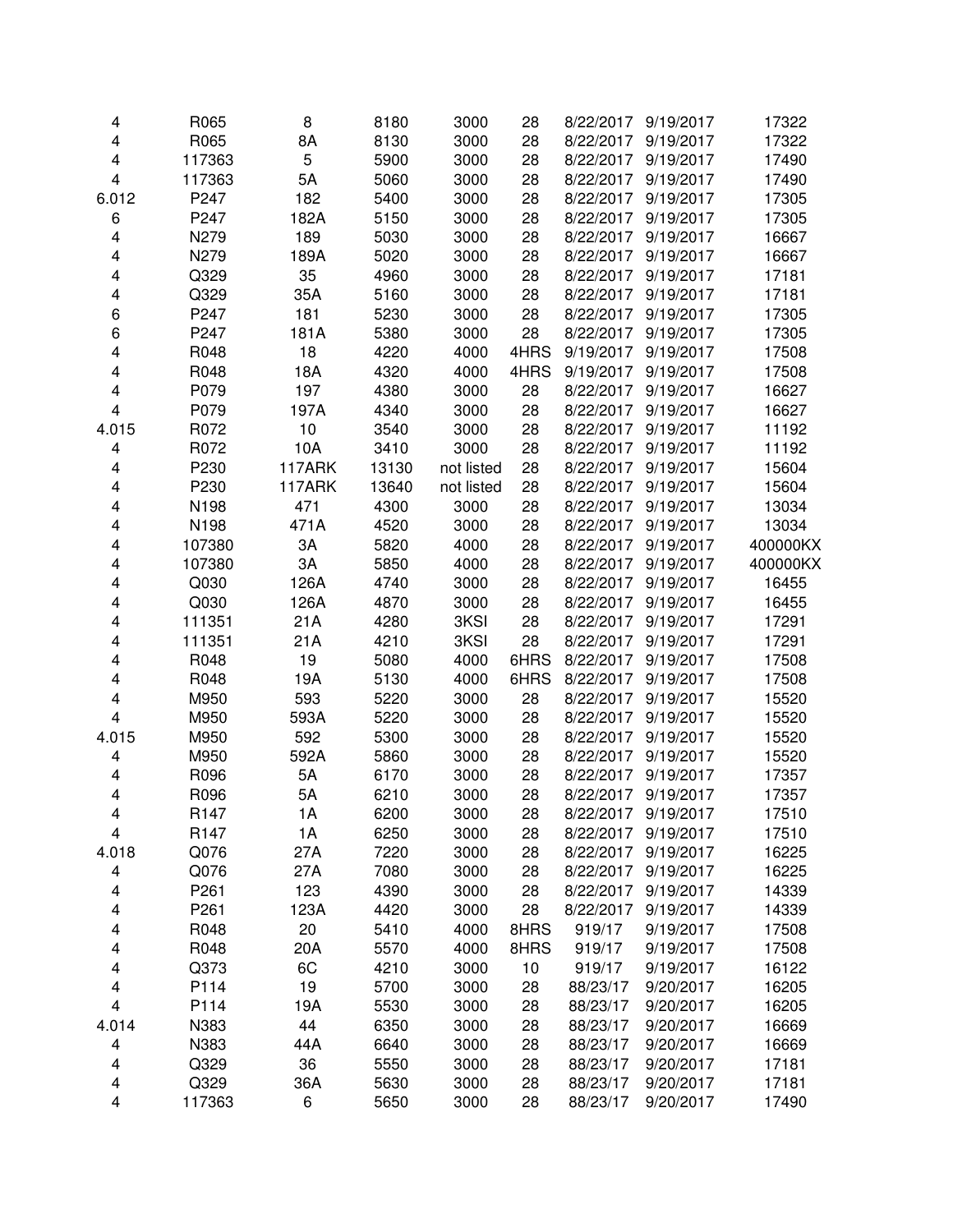| | | | | | | | | |
|---|---|---|---|---|---|---|---|---|
| 4 | R065 | 8 | 8180 | 3000 | 28 | 8/22/2017 | 9/19/2017 | 17322 |
| 4 | R065 | 8A | 8130 | 3000 | 28 | 8/22/2017 | 9/19/2017 | 17322 |
| 4 | 117363 | 5 | 5900 | 3000 | 28 | 8/22/2017 | 9/19/2017 | 17490 |
| 4 | 117363 | 5A | 5060 | 3000 | 28 | 8/22/2017 | 9/19/2017 | 17490 |
| 6.012 | P247 | 182 | 5400 | 3000 | 28 | 8/22/2017 | 9/19/2017 | 17305 |
| 6 | P247 | 182A | 5150 | 3000 | 28 | 8/22/2017 | 9/19/2017 | 17305 |
| 4 | N279 | 189 | 5030 | 3000 | 28 | 8/22/2017 | 9/19/2017 | 16667 |
| 4 | N279 | 189A | 5020 | 3000 | 28 | 8/22/2017 | 9/19/2017 | 16667 |
| 4 | Q329 | 35 | 4960 | 3000 | 28 | 8/22/2017 | 9/19/2017 | 17181 |
| 4 | Q329 | 35A | 5160 | 3000 | 28 | 8/22/2017 | 9/19/2017 | 17181 |
| 6 | P247 | 181 | 5230 | 3000 | 28 | 8/22/2017 | 9/19/2017 | 17305 |
| 6 | P247 | 181A | 5380 | 3000 | 28 | 8/22/2017 | 9/19/2017 | 17305 |
| 4 | R048 | 18 | 4220 | 4000 | 4HRS | 9/19/2017 | 9/19/2017 | 17508 |
| 4 | R048 | 18A | 4320 | 4000 | 4HRS | 9/19/2017 | 9/19/2017 | 17508 |
| 4 | P079 | 197 | 4380 | 3000 | 28 | 8/22/2017 | 9/19/2017 | 16627 |
| 4 | P079 | 197A | 4340 | 3000 | 28 | 8/22/2017 | 9/19/2017 | 16627 |
| 4.015 | R072 | 10 | 3540 | 3000 | 28 | 8/22/2017 | 9/19/2017 | 11192 |
| 4 | R072 | 10A | 3410 | 3000 | 28 | 8/22/2017 | 9/19/2017 | 11192 |
| 4 | P230 | 117ARK | 13130 | not listed | 28 | 8/22/2017 | 9/19/2017 | 15604 |
| 4 | P230 | 117ARK | 13640 | not listed | 28 | 8/22/2017 | 9/19/2017 | 15604 |
| 4 | N198 | 471 | 4300 | 3000 | 28 | 8/22/2017 | 9/19/2017 | 13034 |
| 4 | N198 | 471A | 4520 | 3000 | 28 | 8/22/2017 | 9/19/2017 | 13034 |
| 4 | 107380 | 3A | 5820 | 4000 | 28 | 8/22/2017 | 9/19/2017 | 400000KX |
| 4 | 107380 | 3A | 5850 | 4000 | 28 | 8/22/2017 | 9/19/2017 | 400000KX |
| 4 | Q030 | 126A | 4740 | 3000 | 28 | 8/22/2017 | 9/19/2017 | 16455 |
| 4 | Q030 | 126A | 4870 | 3000 | 28 | 8/22/2017 | 9/19/2017 | 16455 |
| 4 | 111351 | 21A | 4280 | 3KSI | 28 | 8/22/2017 | 9/19/2017 | 17291 |
| 4 | 111351 | 21A | 4210 | 3KSI | 28 | 8/22/2017 | 9/19/2017 | 17291 |
| 4 | R048 | 19 | 5080 | 4000 | 6HRS | 8/22/2017 | 9/19/2017 | 17508 |
| 4 | R048 | 19A | 5130 | 4000 | 6HRS | 8/22/2017 | 9/19/2017 | 17508 |
| 4 | M950 | 593 | 5220 | 3000 | 28 | 8/22/2017 | 9/19/2017 | 15520 |
| 4 | M950 | 593A | 5220 | 3000 | 28 | 8/22/2017 | 9/19/2017 | 15520 |
| 4.015 | M950 | 592 | 5300 | 3000 | 28 | 8/22/2017 | 9/19/2017 | 15520 |
| 4 | M950 | 592A | 5860 | 3000 | 28 | 8/22/2017 | 9/19/2017 | 15520 |
| 4 | R096 | 5A | 6170 | 3000 | 28 | 8/22/2017 | 9/19/2017 | 17357 |
| 4 | R096 | 5A | 6210 | 3000 | 28 | 8/22/2017 | 9/19/2017 | 17357 |
| 4 | R147 | 1A | 6200 | 3000 | 28 | 8/22/2017 | 9/19/2017 | 17510 |
| 4 | R147 | 1A | 6250 | 3000 | 28 | 8/22/2017 | 9/19/2017 | 17510 |
| 4.018 | Q076 | 27A | 7220 | 3000 | 28 | 8/22/2017 | 9/19/2017 | 16225 |
| 4 | Q076 | 27A | 7080 | 3000 | 28 | 8/22/2017 | 9/19/2017 | 16225 |
| 4 | P261 | 123 | 4390 | 3000 | 28 | 8/22/2017 | 9/19/2017 | 14339 |
| 4 | P261 | 123A | 4420 | 3000 | 28 | 8/22/2017 | 9/19/2017 | 14339 |
| 4 | R048 | 20 | 5410 | 4000 | 8HRS | 919/17 | 9/19/2017 | 17508 |
| 4 | R048 | 20A | 5570 | 4000 | 8HRS | 919/17 | 9/19/2017 | 17508 |
| 4 | Q373 | 6C | 4210 | 3000 | 10 | 919/17 | 9/19/2017 | 16122 |
| 4 | P114 | 19 | 5700 | 3000 | 28 | 88/23/17 | 9/20/2017 | 16205 |
| 4 | P114 | 19A | 5530 | 3000 | 28 | 88/23/17 | 9/20/2017 | 16205 |
| 4.014 | N383 | 44 | 6350 | 3000 | 28 | 88/23/17 | 9/20/2017 | 16669 |
| 4 | N383 | 44A | 6640 | 3000 | 28 | 88/23/17 | 9/20/2017 | 16669 |
| 4 | Q329 | 36 | 5550 | 3000 | 28 | 88/23/17 | 9/20/2017 | 17181 |
| 4 | Q329 | 36A | 5630 | 3000 | 28 | 88/23/17 | 9/20/2017 | 17181 |
| 4 | 117363 | 6 | 5650 | 3000 | 28 | 88/23/17 | 9/20/2017 | 17490 |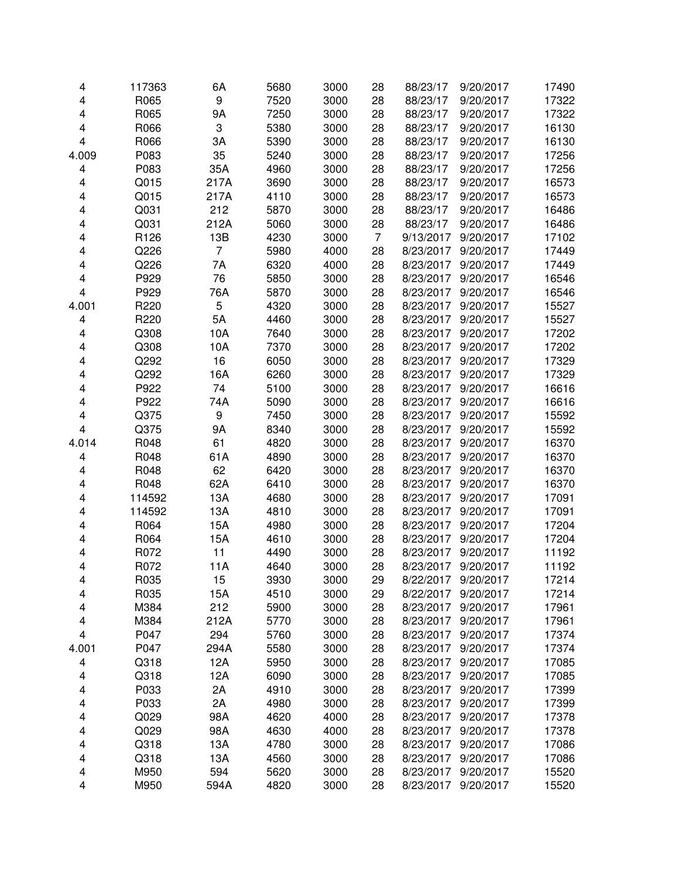| | | | | | | | | |
|---|---|---|---|---|---|---|---|---|
| 4 | 117363 | 6A | 5680 | 3000 | 28 | 88/23/17 | 9/20/2017 | 17490 |
| 4 | R065 | 9 | 7520 | 3000 | 28 | 88/23/17 | 9/20/2017 | 17322 |
| 4 | R065 | 9A | 7250 | 3000 | 28 | 88/23/17 | 9/20/2017 | 17322 |
| 4 | R066 | 3 | 5380 | 3000 | 28 | 88/23/17 | 9/20/2017 | 16130 |
| 4 | R066 | 3A | 5390 | 3000 | 28 | 88/23/17 | 9/20/2017 | 16130 |
| 4.009 | P083 | 35 | 5240 | 3000 | 28 | 88/23/17 | 9/20/2017 | 17256 |
| 4 | P083 | 35A | 4960 | 3000 | 28 | 88/23/17 | 9/20/2017 | 17256 |
| 4 | Q015 | 217A | 3690 | 3000 | 28 | 88/23/17 | 9/20/2017 | 16573 |
| 4 | Q015 | 217A | 4110 | 3000 | 28 | 88/23/17 | 9/20/2017 | 16573 |
| 4 | Q031 | 212 | 5870 | 3000 | 28 | 88/23/17 | 9/20/2017 | 16486 |
| 4 | Q031 | 212A | 5060 | 3000 | 28 | 88/23/17 | 9/20/2017 | 16486 |
| 4 | R126 | 13B | 4230 | 3000 | 7 | 9/13/2017 | 9/20/2017 | 17102 |
| 4 | Q226 | 7 | 5980 | 4000 | 28 | 8/23/2017 | 9/20/2017 | 17449 |
| 4 | Q226 | 7A | 6320 | 4000 | 28 | 8/23/2017 | 9/20/2017 | 17449 |
| 4 | P929 | 76 | 5850 | 3000 | 28 | 8/23/2017 | 9/20/2017 | 16546 |
| 4 | P929 | 76A | 5870 | 3000 | 28 | 8/23/2017 | 9/20/2017 | 16546 |
| 4.001 | R220 | 5 | 4320 | 3000 | 28 | 8/23/2017 | 9/20/2017 | 15527 |
| 4 | R220 | 5A | 4460 | 3000 | 28 | 8/23/2017 | 9/20/2017 | 15527 |
| 4 | Q308 | 10A | 7640 | 3000 | 28 | 8/23/2017 | 9/20/2017 | 17202 |
| 4 | Q308 | 10A | 7370 | 3000 | 28 | 8/23/2017 | 9/20/2017 | 17202 |
| 4 | Q292 | 16 | 6050 | 3000 | 28 | 8/23/2017 | 9/20/2017 | 17329 |
| 4 | Q292 | 16A | 6260 | 3000 | 28 | 8/23/2017 | 9/20/2017 | 17329 |
| 4 | P922 | 74 | 5100 | 3000 | 28 | 8/23/2017 | 9/20/2017 | 16616 |
| 4 | P922 | 74A | 5090 | 3000 | 28 | 8/23/2017 | 9/20/2017 | 16616 |
| 4 | Q375 | 9 | 7450 | 3000 | 28 | 8/23/2017 | 9/20/2017 | 15592 |
| 4 | Q375 | 9A | 8340 | 3000 | 28 | 8/23/2017 | 9/20/2017 | 15592 |
| 4.014 | R048 | 61 | 4820 | 3000 | 28 | 8/23/2017 | 9/20/2017 | 16370 |
| 4 | R048 | 61A | 4890 | 3000 | 28 | 8/23/2017 | 9/20/2017 | 16370 |
| 4 | R048 | 62 | 6420 | 3000 | 28 | 8/23/2017 | 9/20/2017 | 16370 |
| 4 | R048 | 62A | 6410 | 3000 | 28 | 8/23/2017 | 9/20/2017 | 16370 |
| 4 | 114592 | 13A | 4680 | 3000 | 28 | 8/23/2017 | 9/20/2017 | 17091 |
| 4 | 114592 | 13A | 4810 | 3000 | 28 | 8/23/2017 | 9/20/2017 | 17091 |
| 4 | R064 | 15A | 4980 | 3000 | 28 | 8/23/2017 | 9/20/2017 | 17204 |
| 4 | R064 | 15A | 4610 | 3000 | 28 | 8/23/2017 | 9/20/2017 | 17204 |
| 4 | R072 | 11 | 4490 | 3000 | 28 | 8/23/2017 | 9/20/2017 | 11192 |
| 4 | R072 | 11A | 4640 | 3000 | 28 | 8/23/2017 | 9/20/2017 | 11192 |
| 4 | R035 | 15 | 3930 | 3000 | 29 | 8/22/2017 | 9/20/2017 | 17214 |
| 4 | R035 | 15A | 4510 | 3000 | 29 | 8/22/2017 | 9/20/2017 | 17214 |
| 4 | M384 | 212 | 5900 | 3000 | 28 | 8/23/2017 | 9/20/2017 | 17961 |
| 4 | M384 | 212A | 5770 | 3000 | 28 | 8/23/2017 | 9/20/2017 | 17961 |
| 4 | P047 | 294 | 5760 | 3000 | 28 | 8/23/2017 | 9/20/2017 | 17374 |
| 4.001 | P047 | 294A | 5580 | 3000 | 28 | 8/23/2017 | 9/20/2017 | 17374 |
| 4 | Q318 | 12A | 5950 | 3000 | 28 | 8/23/2017 | 9/20/2017 | 17085 |
| 4 | Q318 | 12A | 6090 | 3000 | 28 | 8/23/2017 | 9/20/2017 | 17085 |
| 4 | P033 | 2A | 4910 | 3000 | 28 | 8/23/2017 | 9/20/2017 | 17399 |
| 4 | P033 | 2A | 4980 | 3000 | 28 | 8/23/2017 | 9/20/2017 | 17399 |
| 4 | Q029 | 98A | 4620 | 4000 | 28 | 8/23/2017 | 9/20/2017 | 17378 |
| 4 | Q029 | 98A | 4630 | 4000 | 28 | 8/23/2017 | 9/20/2017 | 17378 |
| 4 | Q318 | 13A | 4780 | 3000 | 28 | 8/23/2017 | 9/20/2017 | 17086 |
| 4 | Q318 | 13A | 4560 | 3000 | 28 | 8/23/2017 | 9/20/2017 | 17086 |
| 4 | M950 | 594 | 5620 | 3000 | 28 | 8/23/2017 | 9/20/2017 | 15520 |
| 4 | M950 | 594A | 4820 | 3000 | 28 | 8/23/2017 | 9/20/2017 | 15520 |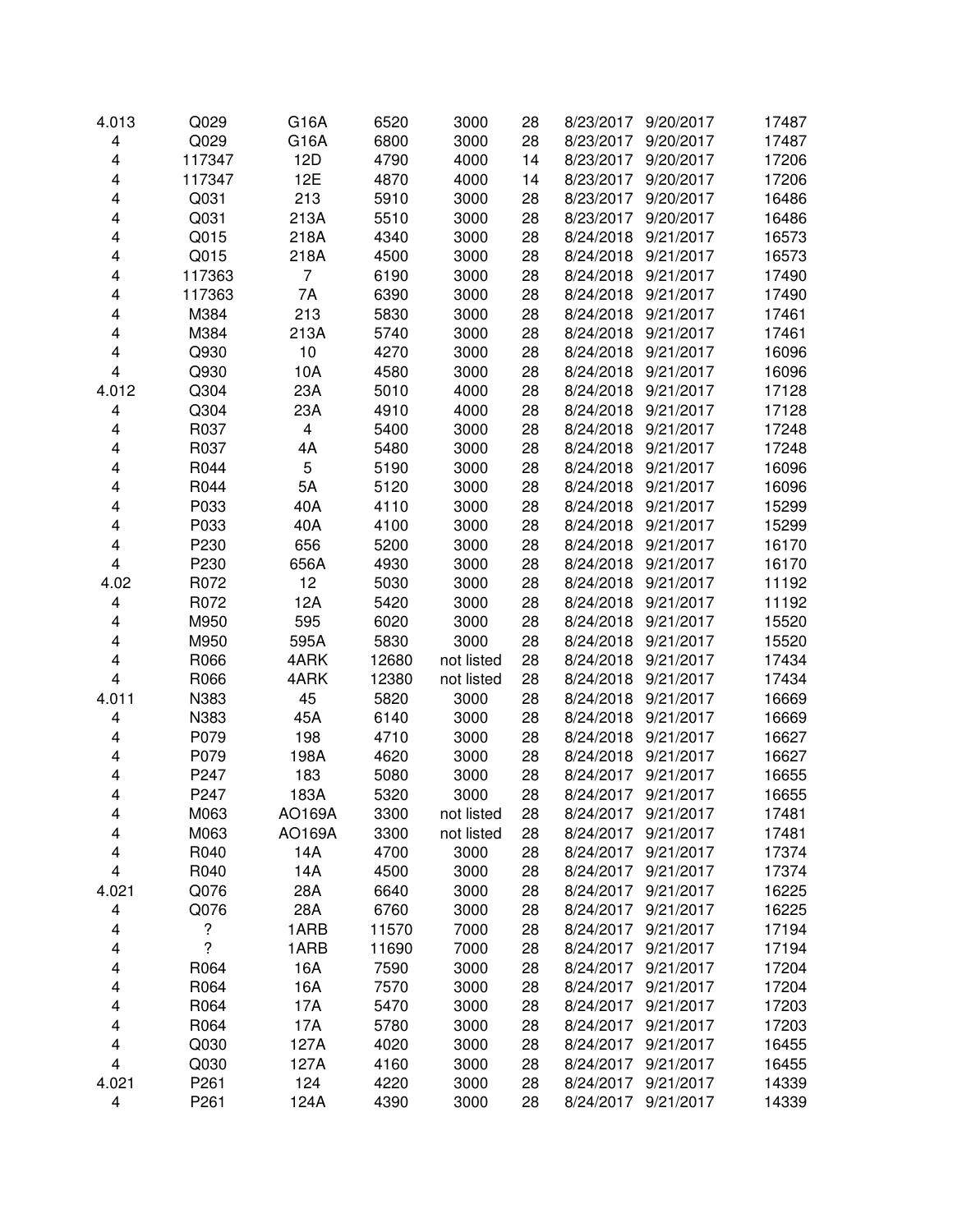| | | | | | | | | |
|---|---|---|---|---|---|---|---|---|
| 4.013 | Q029 | G16A | 6520 | 3000 | 28 | 8/23/2017 | 9/20/2017 | 17487 |
| 4 | Q029 | G16A | 6800 | 3000 | 28 | 8/23/2017 | 9/20/2017 | 17487 |
| 4 | 117347 | 12D | 4790 | 4000 | 14 | 8/23/2017 | 9/20/2017 | 17206 |
| 4 | 117347 | 12E | 4870 | 4000 | 14 | 8/23/2017 | 9/20/2017 | 17206 |
| 4 | Q031 | 213 | 5910 | 3000 | 28 | 8/23/2017 | 9/20/2017 | 16486 |
| 4 | Q031 | 213A | 5510 | 3000 | 28 | 8/23/2017 | 9/20/2017 | 16486 |
| 4 | Q015 | 218A | 4340 | 3000 | 28 | 8/24/2018 | 9/21/2017 | 16573 |
| 4 | Q015 | 218A | 4500 | 3000 | 28 | 8/24/2018 | 9/21/2017 | 16573 |
| 4 | 117363 | 7 | 6190 | 3000 | 28 | 8/24/2018 | 9/21/2017 | 17490 |
| 4 | 117363 | 7A | 6390 | 3000 | 28 | 8/24/2018 | 9/21/2017 | 17490 |
| 4 | M384 | 213 | 5830 | 3000 | 28 | 8/24/2018 | 9/21/2017 | 17461 |
| 4 | M384 | 213A | 5740 | 3000 | 28 | 8/24/2018 | 9/21/2017 | 17461 |
| 4 | Q930 | 10 | 4270 | 3000 | 28 | 8/24/2018 | 9/21/2017 | 16096 |
| 4 | Q930 | 10A | 4580 | 3000 | 28 | 8/24/2018 | 9/21/2017 | 16096 |
| 4.012 | Q304 | 23A | 5010 | 4000 | 28 | 8/24/2018 | 9/21/2017 | 17128 |
| 4 | Q304 | 23A | 4910 | 4000 | 28 | 8/24/2018 | 9/21/2017 | 17128 |
| 4 | R037 | 4 | 5400 | 3000 | 28 | 8/24/2018 | 9/21/2017 | 17248 |
| 4 | R037 | 4A | 5480 | 3000 | 28 | 8/24/2018 | 9/21/2017 | 17248 |
| 4 | R044 | 5 | 5190 | 3000 | 28 | 8/24/2018 | 9/21/2017 | 16096 |
| 4 | R044 | 5A | 5120 | 3000 | 28 | 8/24/2018 | 9/21/2017 | 16096 |
| 4 | P033 | 40A | 4110 | 3000 | 28 | 8/24/2018 | 9/21/2017 | 15299 |
| 4 | P033 | 40A | 4100 | 3000 | 28 | 8/24/2018 | 9/21/2017 | 15299 |
| 4 | P230 | 656 | 5200 | 3000 | 28 | 8/24/2018 | 9/21/2017 | 16170 |
| 4 | P230 | 656A | 4930 | 3000 | 28 | 8/24/2018 | 9/21/2017 | 16170 |
| 4.02 | R072 | 12 | 5030 | 3000 | 28 | 8/24/2018 | 9/21/2017 | 11192 |
| 4 | R072 | 12A | 5420 | 3000 | 28 | 8/24/2018 | 9/21/2017 | 11192 |
| 4 | M950 | 595 | 6020 | 3000 | 28 | 8/24/2018 | 9/21/2017 | 15520 |
| 4 | M950 | 595A | 5830 | 3000 | 28 | 8/24/2018 | 9/21/2017 | 15520 |
| 4 | R066 | 4ARK | 12680 | not listed | 28 | 8/24/2018 | 9/21/2017 | 17434 |
| 4 | R066 | 4ARK | 12380 | not listed | 28 | 8/24/2018 | 9/21/2017 | 17434 |
| 4.011 | N383 | 45 | 5820 | 3000 | 28 | 8/24/2018 | 9/21/2017 | 16669 |
| 4 | N383 | 45A | 6140 | 3000 | 28 | 8/24/2018 | 9/21/2017 | 16669 |
| 4 | P079 | 198 | 4710 | 3000 | 28 | 8/24/2018 | 9/21/2017 | 16627 |
| 4 | P079 | 198A | 4620 | 3000 | 28 | 8/24/2018 | 9/21/2017 | 16627 |
| 4 | P247 | 183 | 5080 | 3000 | 28 | 8/24/2017 | 9/21/2017 | 16655 |
| 4 | P247 | 183A | 5320 | 3000 | 28 | 8/24/2017 | 9/21/2017 | 16655 |
| 4 | M063 | AO169A | 3300 | not listed | 28 | 8/24/2017 | 9/21/2017 | 17481 |
| 4 | M063 | AO169A | 3300 | not listed | 28 | 8/24/2017 | 9/21/2017 | 17481 |
| 4 | R040 | 14A | 4700 | 3000 | 28 | 8/24/2017 | 9/21/2017 | 17374 |
| 4 | R040 | 14A | 4500 | 3000 | 28 | 8/24/2017 | 9/21/2017 | 17374 |
| 4.021 | Q076 | 28A | 6640 | 3000 | 28 | 8/24/2017 | 9/21/2017 | 16225 |
| 4 | Q076 | 28A | 6760 | 3000 | 28 | 8/24/2017 | 9/21/2017 | 16225 |
| 4 | ? | 1ARB | 11570 | 7000 | 28 | 8/24/2017 | 9/21/2017 | 17194 |
| 4 | ? | 1ARB | 11690 | 7000 | 28 | 8/24/2017 | 9/21/2017 | 17194 |
| 4 | R064 | 16A | 7590 | 3000 | 28 | 8/24/2017 | 9/21/2017 | 17204 |
| 4 | R064 | 16A | 7570 | 3000 | 28 | 8/24/2017 | 9/21/2017 | 17204 |
| 4 | R064 | 17A | 5470 | 3000 | 28 | 8/24/2017 | 9/21/2017 | 17203 |
| 4 | R064 | 17A | 5780 | 3000 | 28 | 8/24/2017 | 9/21/2017 | 17203 |
| 4 | Q030 | 127A | 4020 | 3000 | 28 | 8/24/2017 | 9/21/2017 | 16455 |
| 4 | Q030 | 127A | 4160 | 3000 | 28 | 8/24/2017 | 9/21/2017 | 16455 |
| 4.021 | P261 | 124 | 4220 | 3000 | 28 | 8/24/2017 | 9/21/2017 | 14339 |
| 4 | P261 | 124A | 4390 | 3000 | 28 | 8/24/2017 | 9/21/2017 | 14339 |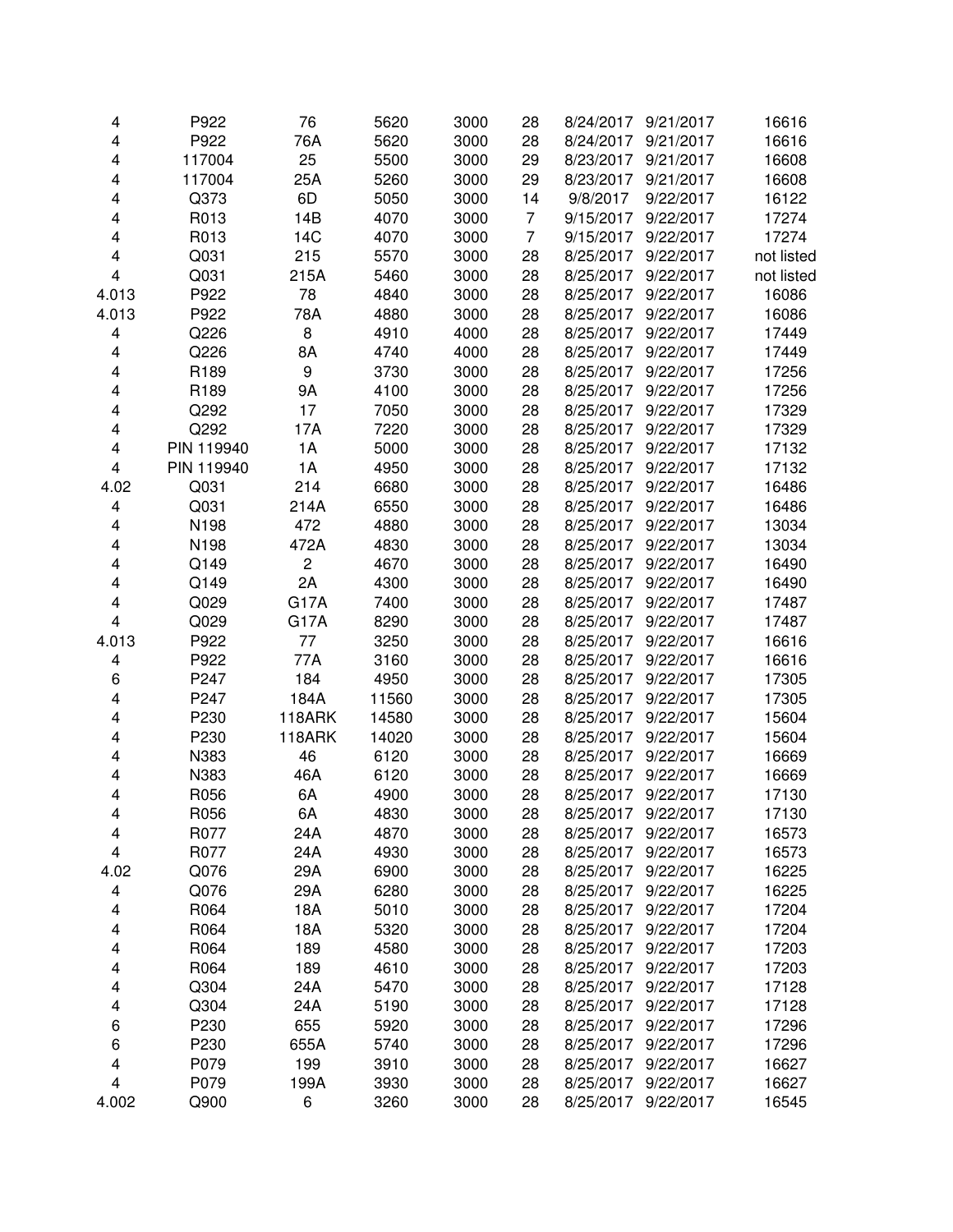| | | | | | | | | |
|---|---|---|---|---|---|---|---|---|
| 4 | P922 | 76 | 5620 | 3000 | 28 | 8/24/2017 | 9/21/2017 | 16616 |
| 4 | P922 | 76A | 5620 | 3000 | 28 | 8/24/2017 | 9/21/2017 | 16616 |
| 4 | 117004 | 25 | 5500 | 3000 | 29 | 8/23/2017 | 9/21/2017 | 16608 |
| 4 | 117004 | 25A | 5260 | 3000 | 29 | 8/23/2017 | 9/21/2017 | 16608 |
| 4 | Q373 | 6D | 5050 | 3000 | 14 | 9/8/2017 | 9/22/2017 | 16122 |
| 4 | R013 | 14B | 4070 | 3000 | 7 | 9/15/2017 | 9/22/2017 | 17274 |
| 4 | R013 | 14C | 4070 | 3000 | 7 | 9/15/2017 | 9/22/2017 | 17274 |
| 4 | Q031 | 215 | 5570 | 3000 | 28 | 8/25/2017 | 9/22/2017 | not listed |
| 4 | Q031 | 215A | 5460 | 3000 | 28 | 8/25/2017 | 9/22/2017 | not listed |
| 4.013 | P922 | 78 | 4840 | 3000 | 28 | 8/25/2017 | 9/22/2017 | 16086 |
| 4.013 | P922 | 78A | 4880 | 3000 | 28 | 8/25/2017 | 9/22/2017 | 16086 |
| 4 | Q226 | 8 | 4910 | 4000 | 28 | 8/25/2017 | 9/22/2017 | 17449 |
| 4 | Q226 | 8A | 4740 | 4000 | 28 | 8/25/2017 | 9/22/2017 | 17449 |
| 4 | R189 | 9 | 3730 | 3000 | 28 | 8/25/2017 | 9/22/2017 | 17256 |
| 4 | R189 | 9A | 4100 | 3000 | 28 | 8/25/2017 | 9/22/2017 | 17256 |
| 4 | Q292 | 17 | 7050 | 3000 | 28 | 8/25/2017 | 9/22/2017 | 17329 |
| 4 | Q292 | 17A | 7220 | 3000 | 28 | 8/25/2017 | 9/22/2017 | 17329 |
| 4 | PIN 119940 | 1A | 5000 | 3000 | 28 | 8/25/2017 | 9/22/2017 | 17132 |
| 4 | PIN 119940 | 1A | 4950 | 3000 | 28 | 8/25/2017 | 9/22/2017 | 17132 |
| 4.02 | Q031 | 214 | 6680 | 3000 | 28 | 8/25/2017 | 9/22/2017 | 16486 |
| 4 | Q031 | 214A | 6550 | 3000 | 28 | 8/25/2017 | 9/22/2017 | 16486 |
| 4 | N198 | 472 | 4880 | 3000 | 28 | 8/25/2017 | 9/22/2017 | 13034 |
| 4 | N198 | 472A | 4830 | 3000 | 28 | 8/25/2017 | 9/22/2017 | 13034 |
| 4 | Q149 | 2 | 4670 | 3000 | 28 | 8/25/2017 | 9/22/2017 | 16490 |
| 4 | Q149 | 2A | 4300 | 3000 | 28 | 8/25/2017 | 9/22/2017 | 16490 |
| 4 | Q029 | G17A | 7400 | 3000 | 28 | 8/25/2017 | 9/22/2017 | 17487 |
| 4 | Q029 | G17A | 8290 | 3000 | 28 | 8/25/2017 | 9/22/2017 | 17487 |
| 4.013 | P922 | 77 | 3250 | 3000 | 28 | 8/25/2017 | 9/22/2017 | 16616 |
| 4 | P922 | 77A | 3160 | 3000 | 28 | 8/25/2017 | 9/22/2017 | 16616 |
| 6 | P247 | 184 | 4950 | 3000 | 28 | 8/25/2017 | 9/22/2017 | 17305 |
| 4 | P247 | 184A | 11560 | 3000 | 28 | 8/25/2017 | 9/22/2017 | 17305 |
| 4 | P230 | 118ARK | 14580 | 3000 | 28 | 8/25/2017 | 9/22/2017 | 15604 |
| 4 | P230 | 118ARK | 14020 | 3000 | 28 | 8/25/2017 | 9/22/2017 | 15604 |
| 4 | N383 | 46 | 6120 | 3000 | 28 | 8/25/2017 | 9/22/2017 | 16669 |
| 4 | N383 | 46A | 6120 | 3000 | 28 | 8/25/2017 | 9/22/2017 | 16669 |
| 4 | R056 | 6A | 4900 | 3000 | 28 | 8/25/2017 | 9/22/2017 | 17130 |
| 4 | R056 | 6A | 4830 | 3000 | 28 | 8/25/2017 | 9/22/2017 | 17130 |
| 4 | R077 | 24A | 4870 | 3000 | 28 | 8/25/2017 | 9/22/2017 | 16573 |
| 4 | R077 | 24A | 4930 | 3000 | 28 | 8/25/2017 | 9/22/2017 | 16573 |
| 4.02 | Q076 | 29A | 6900 | 3000 | 28 | 8/25/2017 | 9/22/2017 | 16225 |
| 4 | Q076 | 29A | 6280 | 3000 | 28 | 8/25/2017 | 9/22/2017 | 16225 |
| 4 | R064 | 18A | 5010 | 3000 | 28 | 8/25/2017 | 9/22/2017 | 17204 |
| 4 | R064 | 18A | 5320 | 3000 | 28 | 8/25/2017 | 9/22/2017 | 17204 |
| 4 | R064 | 189 | 4580 | 3000 | 28 | 8/25/2017 | 9/22/2017 | 17203 |
| 4 | R064 | 189 | 4610 | 3000 | 28 | 8/25/2017 | 9/22/2017 | 17203 |
| 4 | Q304 | 24A | 5470 | 3000 | 28 | 8/25/2017 | 9/22/2017 | 17128 |
| 4 | Q304 | 24A | 5190 | 3000 | 28 | 8/25/2017 | 9/22/2017 | 17128 |
| 6 | P230 | 655 | 5920 | 3000 | 28 | 8/25/2017 | 9/22/2017 | 17296 |
| 6 | P230 | 655A | 5740 | 3000 | 28 | 8/25/2017 | 9/22/2017 | 17296 |
| 4 | P079 | 199 | 3910 | 3000 | 28 | 8/25/2017 | 9/22/2017 | 16627 |
| 4 | P079 | 199A | 3930 | 3000 | 28 | 8/25/2017 | 9/22/2017 | 16627 |
| 4.002 | Q900 | 6 | 3260 | 3000 | 28 | 8/25/2017 | 9/22/2017 | 16545 |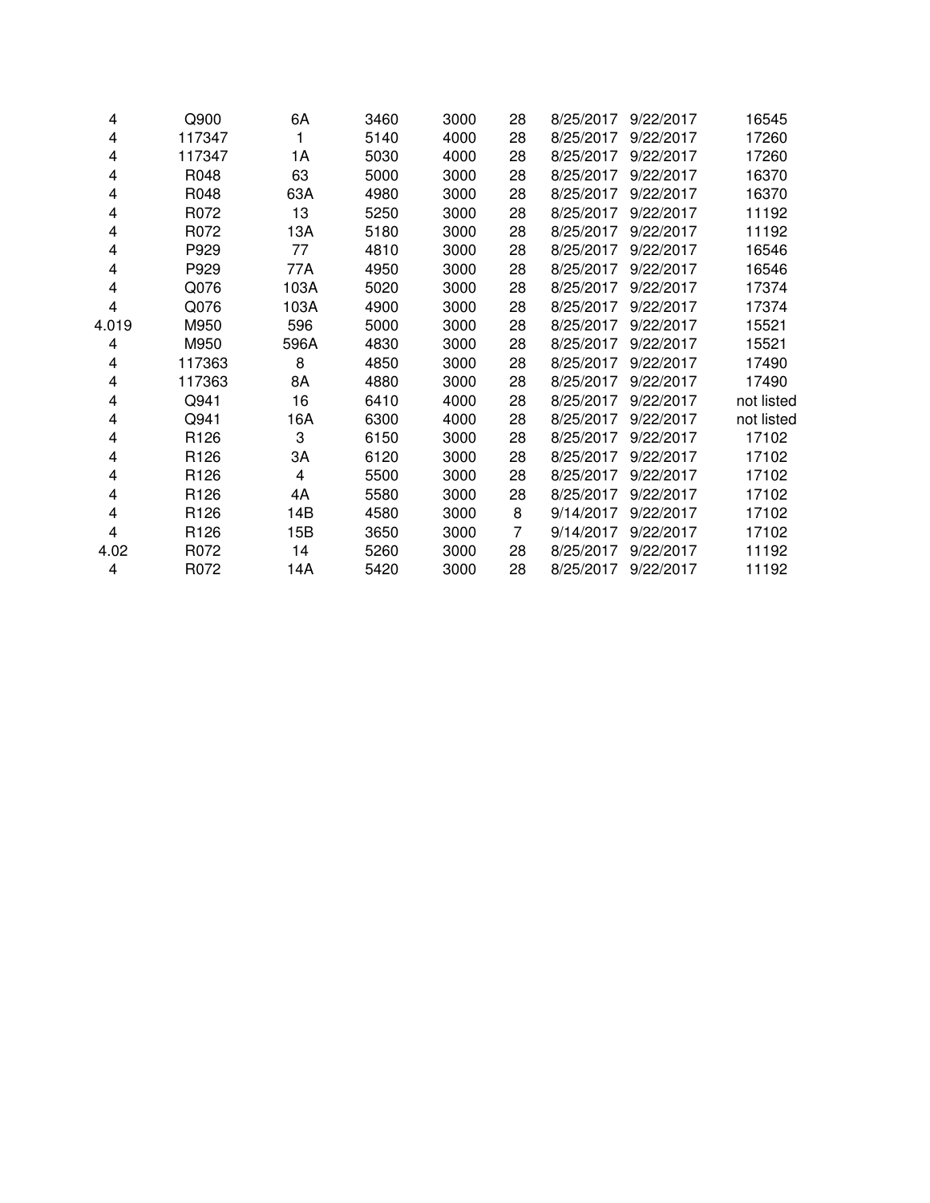| | | | | | | | | |
|---|---|---|---|---|---|---|---|---|
| 4 | Q900 | 6A | 3460 | 3000 | 28 | 8/25/2017 | 9/22/2017 | 16545 |
| 4 | 117347 | 1 | 5140 | 4000 | 28 | 8/25/2017 | 9/22/2017 | 17260 |
| 4 | 117347 | 1A | 5030 | 4000 | 28 | 8/25/2017 | 9/22/2017 | 17260 |
| 4 | R048 | 63 | 5000 | 3000 | 28 | 8/25/2017 | 9/22/2017 | 16370 |
| 4 | R048 | 63A | 4980 | 3000 | 28 | 8/25/2017 | 9/22/2017 | 16370 |
| 4 | R072 | 13 | 5250 | 3000 | 28 | 8/25/2017 | 9/22/2017 | 11192 |
| 4 | R072 | 13A | 5180 | 3000 | 28 | 8/25/2017 | 9/22/2017 | 11192 |
| 4 | P929 | 77 | 4810 | 3000 | 28 | 8/25/2017 | 9/22/2017 | 16546 |
| 4 | P929 | 77A | 4950 | 3000 | 28 | 8/25/2017 | 9/22/2017 | 16546 |
| 4 | Q076 | 103A | 5020 | 3000 | 28 | 8/25/2017 | 9/22/2017 | 17374 |
| 4 | Q076 | 103A | 4900 | 3000 | 28 | 8/25/2017 | 9/22/2017 | 17374 |
| 4.019 | M950 | 596 | 5000 | 3000 | 28 | 8/25/2017 | 9/22/2017 | 15521 |
| 4 | M950 | 596A | 4830 | 3000 | 28 | 8/25/2017 | 9/22/2017 | 15521 |
| 4 | 117363 | 8 | 4850 | 3000 | 28 | 8/25/2017 | 9/22/2017 | 17490 |
| 4 | 117363 | 8A | 4880 | 3000 | 28 | 8/25/2017 | 9/22/2017 | 17490 |
| 4 | Q941 | 16 | 6410 | 4000 | 28 | 8/25/2017 | 9/22/2017 | not listed |
| 4 | Q941 | 16A | 6300 | 4000 | 28 | 8/25/2017 | 9/22/2017 | not listed |
| 4 | R126 | 3 | 6150 | 3000 | 28 | 8/25/2017 | 9/22/2017 | 17102 |
| 4 | R126 | 3A | 6120 | 3000 | 28 | 8/25/2017 | 9/22/2017 | 17102 |
| 4 | R126 | 4 | 5500 | 3000 | 28 | 8/25/2017 | 9/22/2017 | 17102 |
| 4 | R126 | 4A | 5580 | 3000 | 28 | 8/25/2017 | 9/22/2017 | 17102 |
| 4 | R126 | 14B | 4580 | 3000 | 8 | 9/14/2017 | 9/22/2017 | 17102 |
| 4 | R126 | 15B | 3650 | 3000 | 7 | 9/14/2017 | 9/22/2017 | 17102 |
| 4.02 | R072 | 14 | 5260 | 3000 | 28 | 8/25/2017 | 9/22/2017 | 11192 |
| 4 | R072 | 14A | 5420 | 3000 | 28 | 8/25/2017 | 9/22/2017 | 11192 |